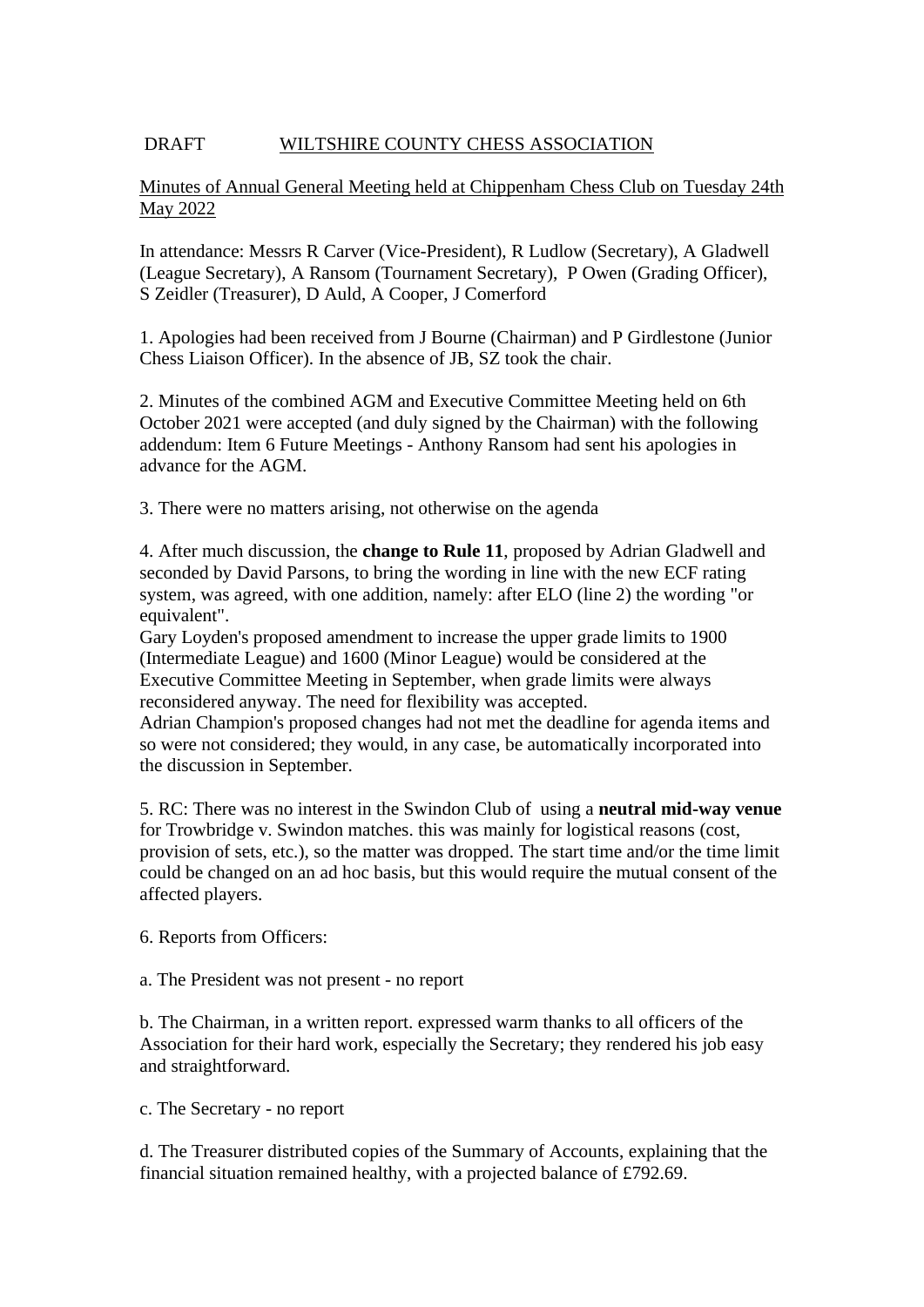DRAFT WILTSHIRE COUNTY CHESS ASSOCIATION

Minutes of Annual General Meeting held at Chippenham Chess Club on Tuesday 24th May 2022

In attendance: Messrs R Carver (Vice-President), R Ludlow (Secretary), A Gladwell (League Secretary), A Ransom (Tournament Secretary), P Owen (Grading Officer), S Zeidler (Treasurer), D Auld, A Cooper, J Comerford

1. Apologies had been received from J Bourne (Chairman) and P Girdlestone (Junior Chess Liaison Officer). In the absence of JB, SZ took the chair.

2. Minutes of the combined AGM and Executive Committee Meeting held on 6th October 2021 were accepted (and duly signed by the Chairman) with the following addendum: Item 6 Future Meetings - Anthony Ransom had sent his apologies in advance for the AGM.

3. There were no matters arising, not otherwise on the agenda

4. After much discussion, the **change to Rule 11**, proposed by Adrian Gladwell and seconded by David Parsons, to bring the wording in line with the new ECF rating system, was agreed, with one addition, namely: after ELO (line 2) the wording "or equivalent".
Gary Loyden's proposed amendment to increase the upper grade limits to 1900 (Intermediate League) and 1600 (Minor League) would be considered at the Executive Committee Meeting in September, when grade limits were always reconsidered anyway. The need for flexibility was accepted.
Adrian Champion's proposed changes had not met the deadline for agenda items and so were not considered; they would, in any case, be automatically incorporated into the discussion in September.

5. RC: There was no interest in the Swindon Club of using a **neutral mid-way venue** for Trowbridge v. Swindon matches. this was mainly for logistical reasons (cost, provision of sets, etc.), so the matter was dropped. The start time and/or the time limit could be changed on an ad hoc basis, but this would require the mutual consent of the affected players.

6. Reports from Officers:

a. The President was not present - no report

b. The Chairman, in a written report. expressed warm thanks to all officers of the Association for their hard work, especially the Secretary; they rendered his job easy and straightforward.

c. The Secretary - no report

d. The Treasurer distributed copies of the Summary of Accounts, explaining that the financial situation remained healthy, with a projected balance of £792.69.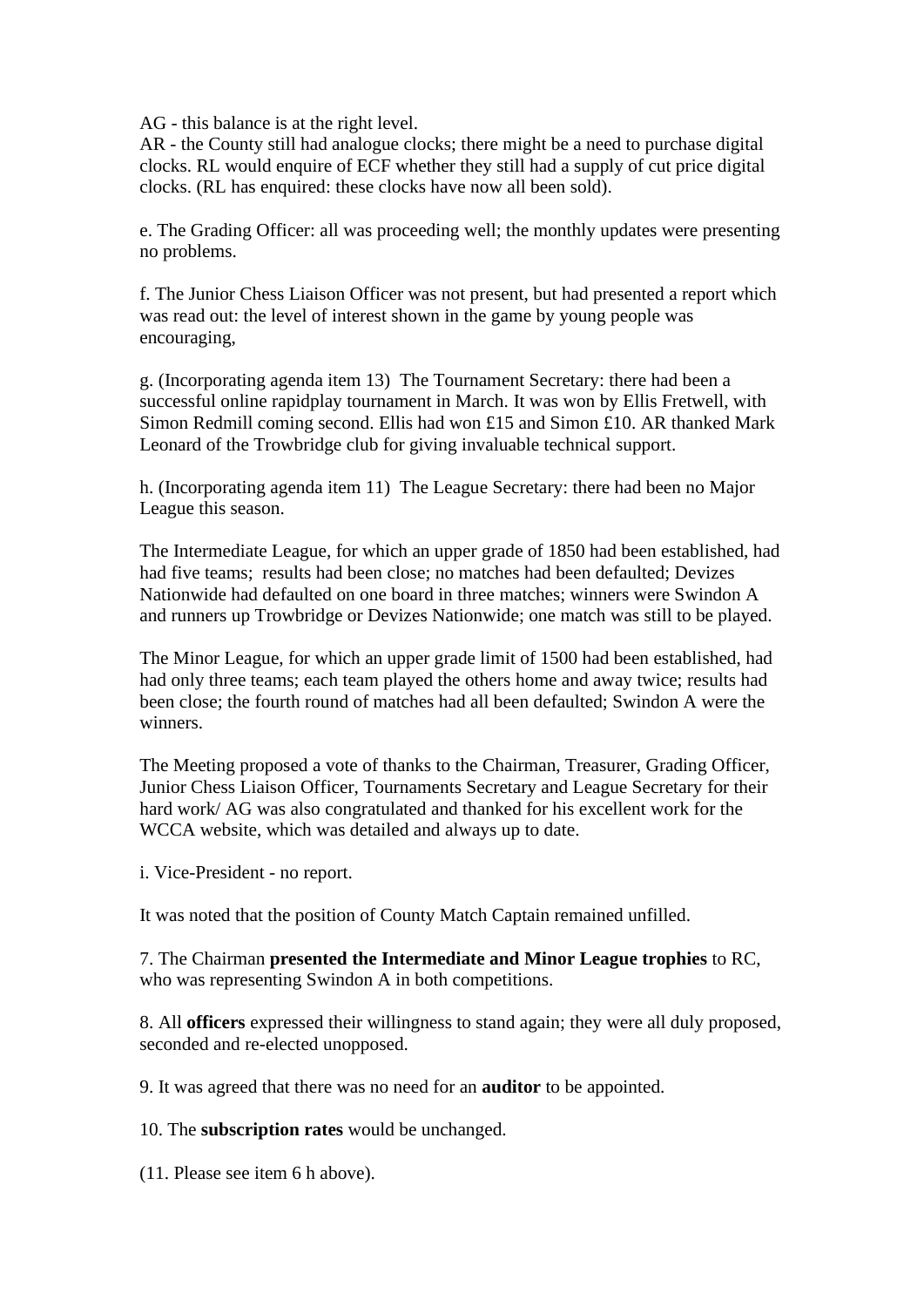AG - this balance is at the right level.
AR - the County still had analogue clocks; there might be a need to purchase digital clocks. RL would enquire of ECF whether they still had a supply of cut price digital clocks. (RL has enquired: these clocks have now all been sold).

e. The Grading Officer: all was proceeding well; the monthly updates were presenting no problems.

f. The Junior Chess Liaison Officer was not present, but had presented a report which was read out: the level of interest shown in the game by young people was encouraging,

g. (Incorporating agenda item 13) The Tournament Secretary: there had been a successful online rapidplay tournament in March. It was won by Ellis Fretwell, with Simon Redmill coming second. Ellis had won £15 and Simon £10. AR thanked Mark Leonard of the Trowbridge club for giving invaluable technical support.

h. (Incorporating agenda item 11) The League Secretary: there had been no Major League this season.

The Intermediate League, for which an upper grade of 1850 had been established, had had five teams; results had been close; no matches had been defaulted; Devizes Nationwide had defaulted on one board in three matches; winners were Swindon A and runners up Trowbridge or Devizes Nationwide; one match was still to be played.

The Minor League, for which an upper grade limit of 1500 had been established, had had only three teams; each team played the others home and away twice; results had been close; the fourth round of matches had all been defaulted; Swindon A were the winners.

The Meeting proposed a vote of thanks to the Chairman, Treasurer, Grading Officer, Junior Chess Liaison Officer, Tournaments Secretary and League Secretary for their hard work/ AG was also congratulated and thanked for his excellent work for the WCCA website, which was detailed and always up to date.

i. Vice-President - no report.

It was noted that the position of County Match Captain remained unfilled.

7. The Chairman **presented the Intermediate and Minor League trophies** to RC, who was representing Swindon A in both competitions.

8. All **officers** expressed their willingness to stand again; they were all duly proposed, seconded and re-elected unopposed.

9. It was agreed that there was no need for an **auditor** to be appointed.

10. The **subscription rates** would be unchanged.

(11. Please see item 6 h above).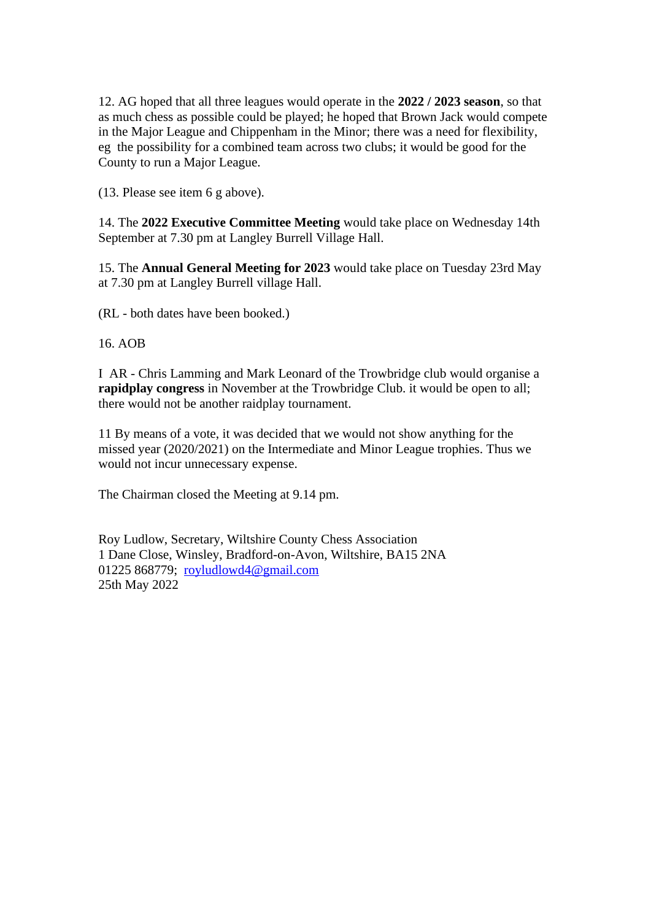12. AG hoped that all three leagues would operate in the **2022 / 2023 season**, so that as much chess as possible could be played; he hoped that Brown Jack would compete in the Major League and Chippenham in the Minor; there was a need for flexibility, eg the possibility for a combined team across two clubs; it would be good for the County to run a Major League.

(13. Please see item 6 g above).

14. The **2022 Executive Committee Meeting** would take place on Wednesday 14th September at 7.30 pm at Langley Burrell Village Hall.

15. The **Annual General Meeting for 2023** would take place on Tuesday 23rd May at 7.30 pm at Langley Burrell village Hall.

(RL - both dates have been booked.)

16. AOB

I AR - Chris Lamming and Mark Leonard of the Trowbridge club would organise a **rapidplay congress** in November at the Trowbridge Club. it would be open to all; there would not be another raidplay tournament.

11 By means of a vote, it was decided that we would not show anything for the missed year (2020/2021) on the Intermediate and Minor League trophies. Thus we would not incur unnecessary expense.

The Chairman closed the Meeting at 9.14 pm.

Roy Ludlow, Secretary, Wiltshire County Chess Association
1 Dane Close, Winsley, Bradford-on-Avon, Wiltshire, BA15 2NA
01225 868779; royludlowd4@gmail.com
25th May 2022